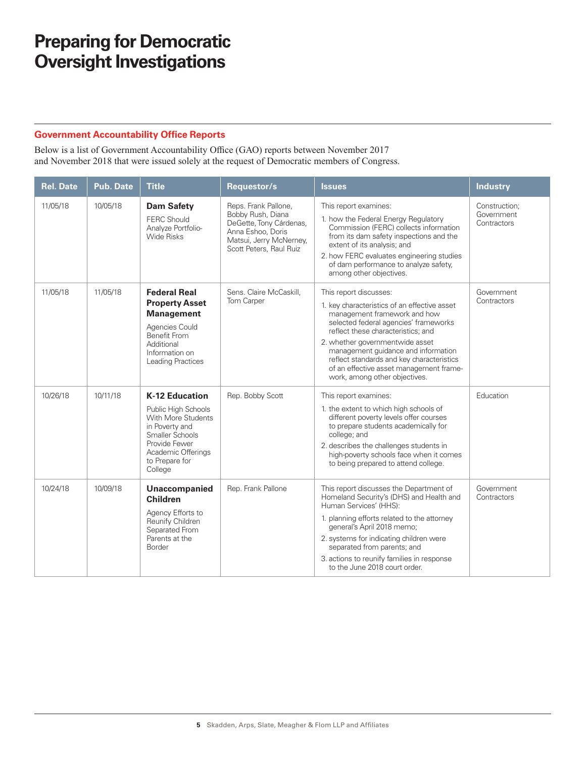# Preparing for Democratic Oversight Investigations

## Government Accountability Office Reports

Below is a list of Government Accountability Office (GAO) reports between November 2017 and November 2018 that were issued solely at the request of Democratic members of Congress.

| Rel. Date | Pub. Date | Title | Requestor/s | Issues | Industry |
|---|---|---|---|---|---|
| 11/05/18 | 10/05/18 | **Dam Safety** FERC Should Analyze Portfolio-Wide Risks | Reps. Frank Pallone, Bobby Rush, Diana DeGette, Tony Cárdenas, Anna Eshoo, Doris Matsui, Jerry McNerney, Scott Peters, Raul Ruiz | This report examines: 1. how the Federal Energy Regulatory Commission (FERC) collects information from its dam safety inspections and the extent of its analysis; and 2. how FERC evaluates engineering studies of dam performance to analyze safety, among other objectives. | Construction; Government Contractors |
| 11/05/18 | 11/05/18 | **Federal Real Property Asset Management** Agencies Could Benefit From Additional Information on Leading Practices | Sens. Claire McCaskill, Tom Carper | This report discusses: 1. key characteristics of an effective asset management framework and how selected federal agencies' frameworks reflect these characteristics; and 2. whether governmentwide asset management guidance and information reflect standards and key characteristics of an effective asset management framework, among other objectives. | Government Contractors |
| 10/26/18 | 10/11/18 | **K-12 Education** Public High Schools With More Students in Poverty and Smaller Schools Provide Fewer Academic Offerings to Prepare for College | Rep. Bobby Scott | This report examines: 1. the extent to which high schools of different poverty levels offer courses to prepare students academically for college; and 2. describes the challenges students in high-poverty schools face when it comes to being prepared to attend college. | Education |
| 10/24/18 | 10/09/18 | **Unaccompanied Children** Agency Efforts to Reunify Children Separated From Parents at the Border | Rep. Frank Pallone | This report discusses the Department of Homeland Security's (DHS) and Health and Human Services' (HHS): 1. planning efforts related to the attorney general's April 2018 memo; 2. systems for indicating children were separated from parents; and 3. actions to reunify families in response to the June 2018 court order. | Government Contractors |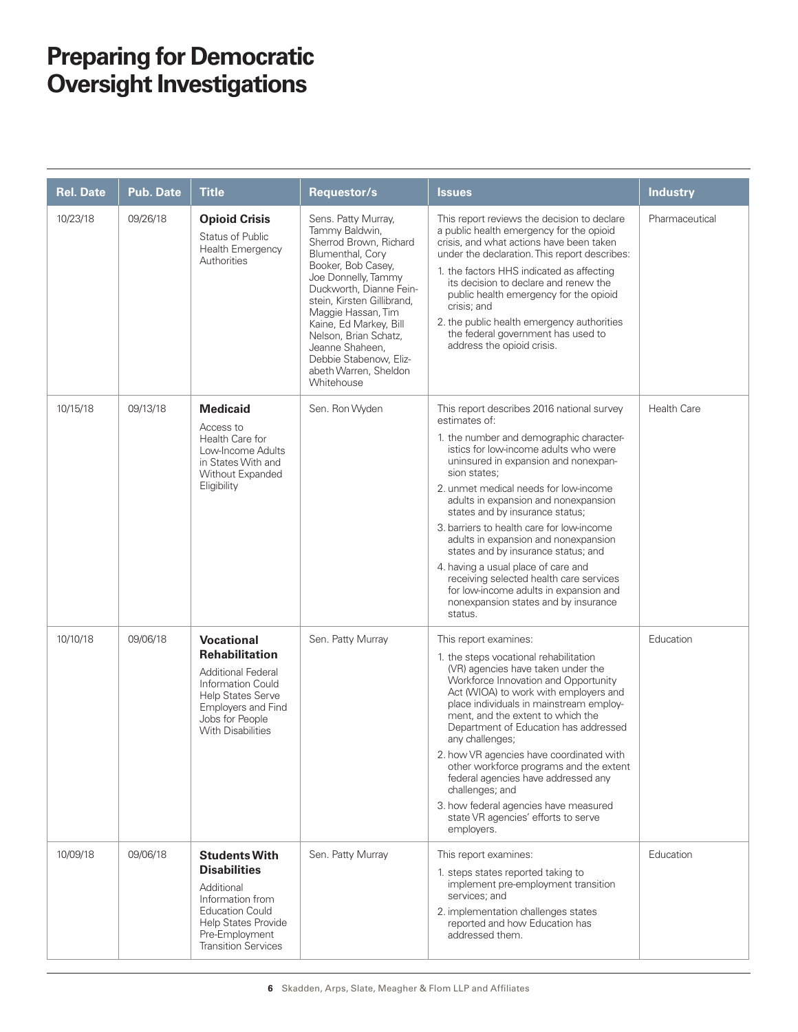# Preparing for Democratic Oversight Investigations

| Rel. Date | Pub. Date | Title | Requestor/s | Issues | Industry |
|---|---|---|---|---|---|
| 10/23/18 | 09/26/18 | **Opioid Crisis** Status of Public Health Emergency Authorities | Sens. Patty Murray, Tammy Baldwin, Sherrod Brown, Richard Blumenthal, Cory Booker, Bob Casey, Joe Donnelly, Tammy Duckworth, Dianne Feinstein, Kirsten Gillibrand, Maggie Hassan, Tim Kaine, Ed Markey, Bill Nelson, Brian Schatz, Jeanne Shaheen, Debbie Stabenow, Elizabeth Warren, Sheldon Whitehouse | This report reviews the decision to declare a public health emergency for the opioid crisis, and what actions have been taken under the declaration. This report describes: 1. the factors HHS indicated as affecting its decision to declare and renew the public health emergency for the opioid crisis; and 2. the public health emergency authorities the federal government has used to address the opioid crisis. | Pharmaceutical |
| 10/15/18 | 09/13/18 | **Medicaid** Access to Health Care for Low-Income Adults in States With and Without Expanded Eligibility | Sen. Ron Wyden | This report describes 2016 national survey estimates of: 1. the number and demographic characteristics for low-income adults who were uninsured in expansion and nonexpansion states; 2. unmet medical needs for low-income adults in expansion and nonexpansion states and by insurance status; 3. barriers to health care for low-income adults in expansion and nonexpansion states and by insurance status; and 4. having a usual place of care and receiving selected health care services for low-income adults in expansion and nonexpansion states and by insurance status. | Health Care |
| 10/10/18 | 09/06/18 | **Vocational Rehabilitation** Additional Federal Information Could Help States Serve Employers and Find Jobs for People With Disabilities | Sen. Patty Murray | This report examines: 1. the steps vocational rehabilitation (VR) agencies have taken under the Workforce Innovation and Opportunity Act (WIOA) to work with employers and place individuals in mainstream employment, and the extent to which the Department of Education has addressed any challenges; 2. how VR agencies have coordinated with other workforce programs and the extent federal agencies have addressed any challenges; and 3. how federal agencies have measured state VR agencies' efforts to serve employers. | Education |
| 10/09/18 | 09/06/18 | **Students With Disabilities** Additional Information from Education Could Help States Provide Pre-Employment Transition Services | Sen. Patty Murray | This report examines: 1. steps states reported taking to implement pre-employment transition services; and 2. implementation challenges states reported and how Education has addressed them. | Education |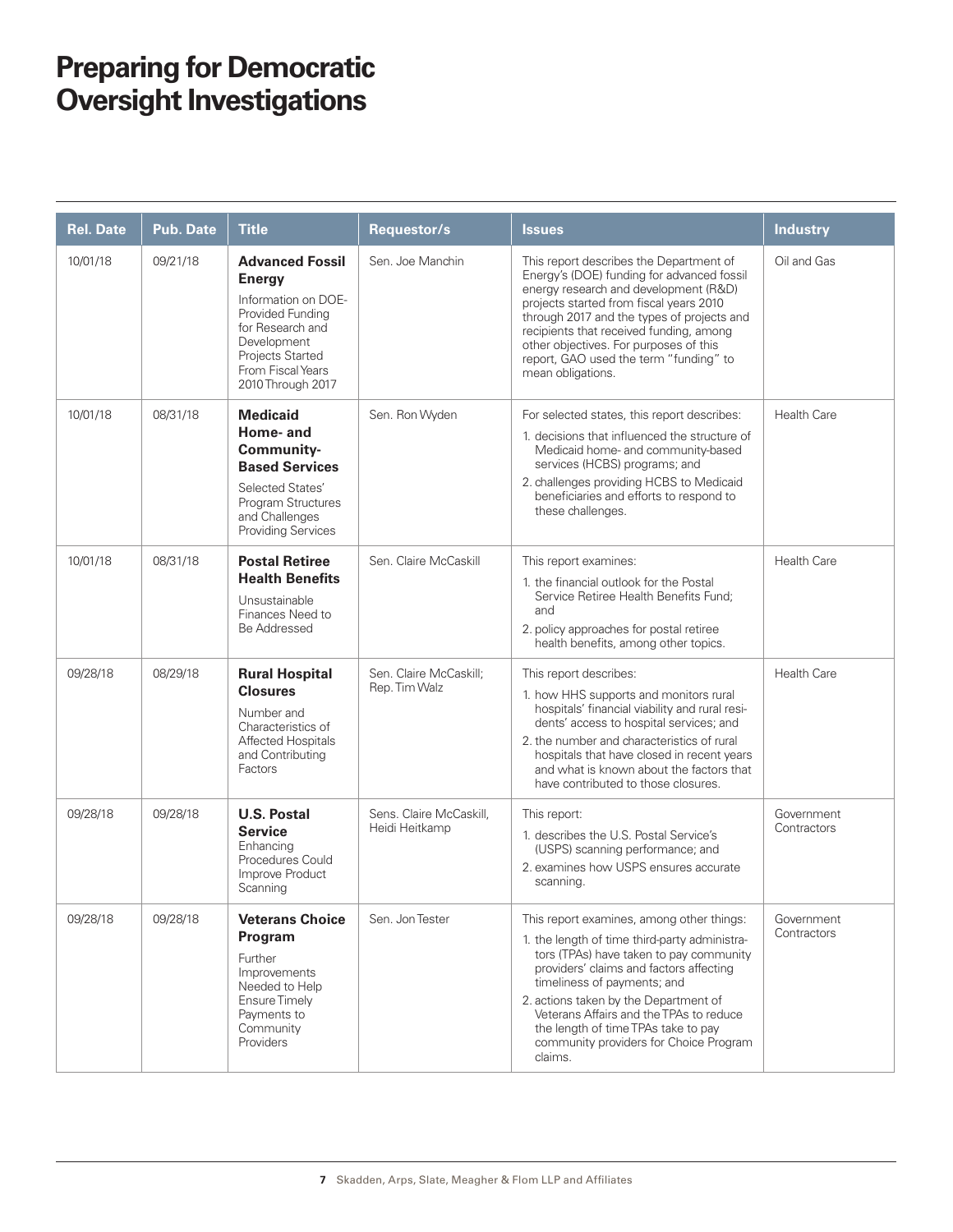| Rel. Date | Pub. Date | Title | Requestor/s | Issues | Industry |
|---|---|---|---|---|---|
| 10/01/18 | 09/21/18 | **Advanced Fossil Energy** Information on DOE-Provided Funding for Research and Development Projects Started From Fiscal Years 2010 Through 2017 | Sen. Joe Manchin | This report describes the Department of Energy's (DOE) funding for advanced fossil energy research and development (R&D) projects started from fiscal years 2010 through 2017 and the types of projects and recipients that received funding, among other objectives. For purposes of this report, GAO used the term "funding" to mean obligations. | Oil and Gas |
| 10/01/18 | 08/31/18 | **Medicaid Home- and Community-Based Services** Selected States' Program Structures and Challenges Providing Services | Sen. Ron Wyden | For selected states, this report describes: 1. decisions that influenced the structure of Medicaid home- and community-based services (HCBS) programs; and 2. challenges providing HCBS to Medicaid beneficiaries and efforts to respond to these challenges. | Health Care |
| 10/01/18 | 08/31/18 | **Postal Retiree Health Benefits** Unsustainable Finances Need to Be Addressed | Sen. Claire McCaskill | This report examines: 1. the financial outlook for the Postal Service Retiree Health Benefits Fund; and 2. policy approaches for postal retiree health benefits, among other topics. | Health Care |
| 09/28/18 | 08/29/18 | **Rural Hospital Closures** Number and Characteristics of Affected Hospitals and Contributing Factors | Sen. Claire McCaskill; Rep. Tim Walz | This report describes: 1. how HHS supports and monitors rural hospitals' financial viability and rural residents' access to hospital services; and 2. the number and characteristics of rural hospitals that have closed in recent years and what is known about the factors that have contributed to those closures. | Health Care |
| 09/28/18 | 09/28/18 | **U.S. Postal Service** Enhancing Procedures Could Improve Product Scanning | Sens. Claire McCaskill, Heidi Heitkamp | This report: 1. describes the U.S. Postal Service's (USPS) scanning performance; and 2. examines how USPS ensures accurate scanning. | Government Contractors |
| 09/28/18 | 09/28/18 | **Veterans Choice Program** Further Improvements Needed to Help Ensure Timely Payments to Community Providers | Sen. Jon Tester | This report examines, among other things: 1. the length of time third-party administrators (TPAs) have taken to pay community providers' claims and factors affecting timeliness of payments; and 2. actions taken by the Department of Veterans Affairs and the TPAs to reduce the length of time TPAs take to pay community providers for Choice Program claims. | Government Contractors |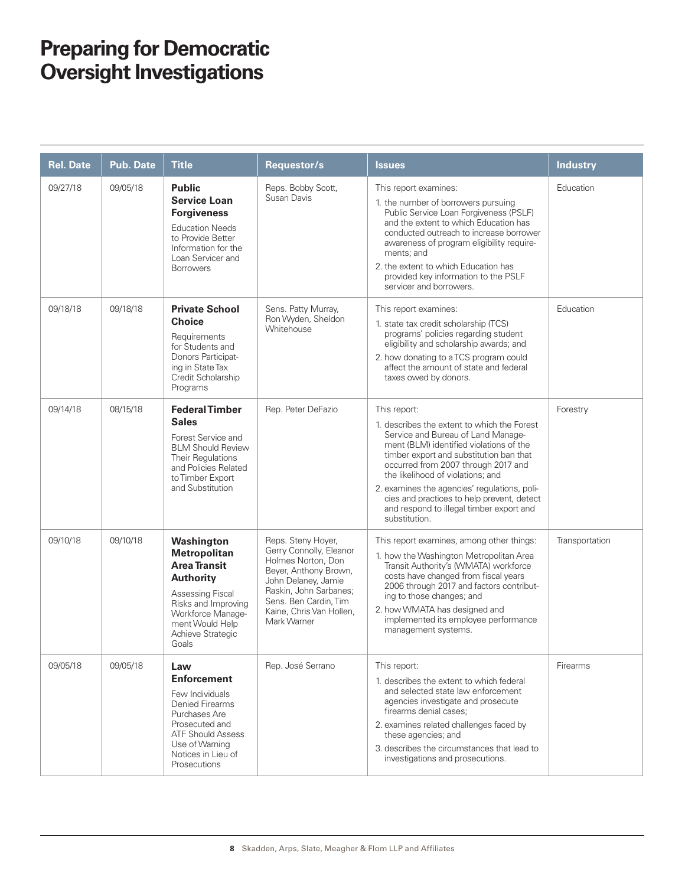# Preparing for Democratic Oversight Investigations

| Rel. Date | Pub. Date | Title | Requestor/s | Issues | Industry |
|---|---|---|---|---|---|
| 09/27/18 | 09/05/18 | **Public Service Loan Forgiveness** Education Needs to Provide Better Information for the Loan Servicer and Borrowers | Reps. Bobby Scott, Susan Davis | This report examines: 1. the number of borrowers pursuing Public Service Loan Forgiveness (PSLF) and the extent to which Education has conducted outreach to increase borrower awareness of program eligibility requirements; and 2. the extent to which Education has provided key information to the PSLF servicer and borrowers. | Education |
| 09/18/18 | 09/18/18 | **Private School Choice** Requirements for Students and Donors Participating in State Tax Credit Scholarship Programs | Sens. Patty Murray, Ron Wyden, Sheldon Whitehouse | This report examines: 1. state tax credit scholarship (TCS) programs' policies regarding student eligibility and scholarship awards; and 2. how donating to a TCS program could affect the amount of state and federal taxes owed by donors. | Education |
| 09/14/18 | 08/15/18 | **Federal Timber Sales** Forest Service and BLM Should Review Their Regulations and Policies Related to Timber Export and Substitution | Rep. Peter DeFazio | This report: 1. describes the extent to which the Forest Service and Bureau of Land Management (BLM) identified violations of the timber export and substitution ban that occurred from 2007 through 2017 and the likelihood of violations; and 2. examines the agencies' regulations, policies and practices to help prevent, detect and respond to illegal timber export and substitution. | Forestry |
| 09/10/18 | 09/10/18 | **Washington Metropolitan Area Transit Authority** Assessing Fiscal Risks and Improving Workforce Management Would Help Achieve Strategic Goals | Reps. Steny Hoyer, Gerry Connolly, Eleanor Holmes Norton, Don Beyer, Anthony Brown, John Delaney, Jamie Raskin, John Sarbanes; Sens. Ben Cardin, Tim Kaine, Chris Van Hollen, Mark Warner | This report examines, among other things: 1. how the Washington Metropolitan Area Transit Authority's (WMATA) workforce costs have changed from fiscal years 2006 through 2017 and factors contributing to those changes; and 2. how WMATA has designed and implemented its employee performance management systems. | Transportation |
| 09/05/18 | 09/05/18 | **Law Enforcement** Few Individuals Denied Firearms Purchases Are Prosecuted and ATF Should Assess Use of Warning Notices in Lieu of Prosecutions | Rep. José Serrano | This report: 1. describes the extent to which federal and selected state law enforcement agencies investigate and prosecute firearms denial cases; 2. examines related challenges faced by these agencies; and 3. describes the circumstances that lead to investigations and prosecutions. | Firearms |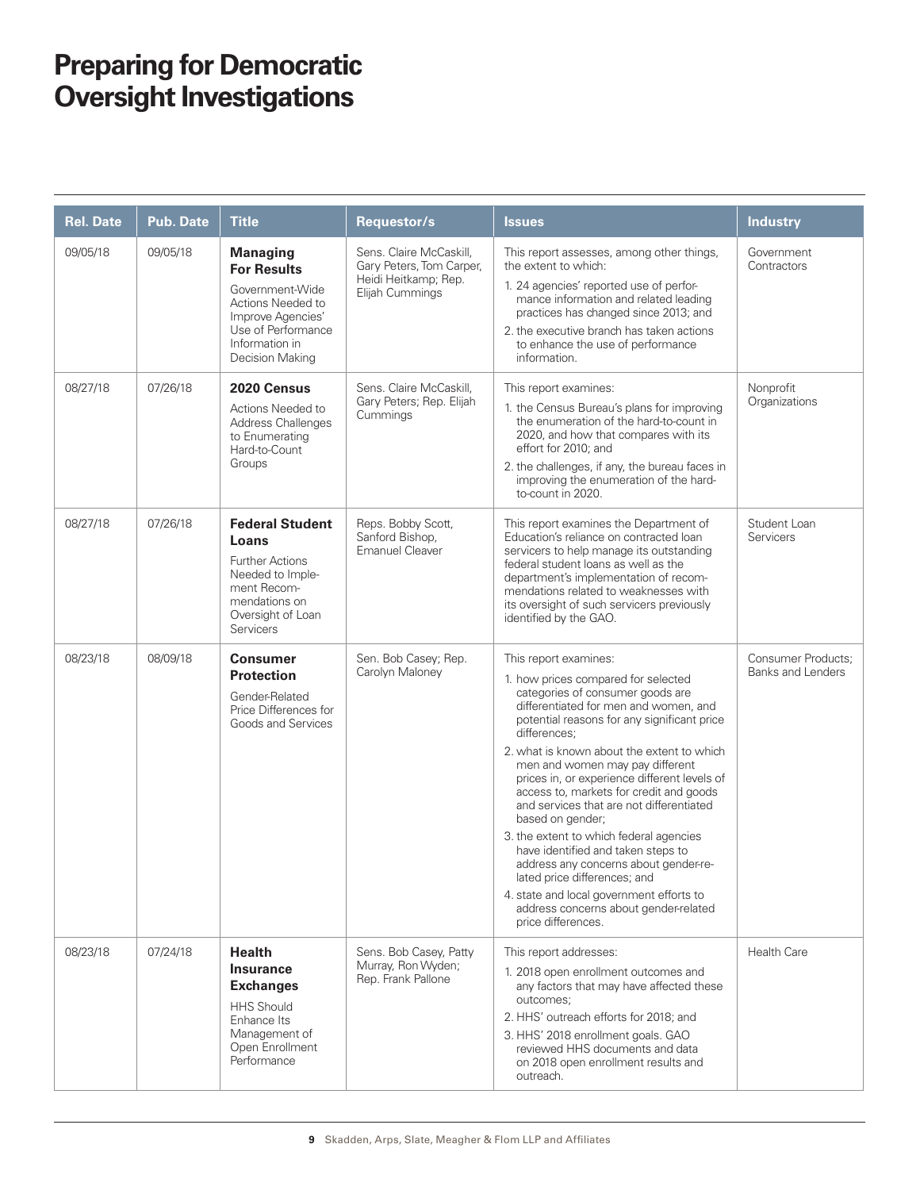# Preparing for Democratic Oversight Investigations

| Rel. Date | Pub. Date | Title | Requestor/s | Issues | Industry |
| --- | --- | --- | --- | --- | --- |
| 09/05/18 | 09/05/18 | **Managing For Results** Government-Wide Actions Needed to Improve Agencies' Use of Performance Information in Decision Making | Sens. Claire McCaskill, Gary Peters, Tom Carper, Heidi Heitkamp; Rep. Elijah Cummings | This report assesses, among other things, the extent to which: 1. 24 agencies' reported use of performance information and related leading practices has changed since 2013; and 2. the executive branch has taken actions to enhance the use of performance information. | Government Contractors |
| 08/27/18 | 07/26/18 | **2020 Census** Actions Needed to Address Challenges to Enumerating Hard-to-Count Groups | Sens. Claire McCaskill, Gary Peters; Rep. Elijah Cummings | This report examines: 1. the Census Bureau's plans for improving the enumeration of the hard-to-count in 2020, and how that compares with its effort for 2010; and 2. the challenges, if any, the bureau faces in improving the enumeration of the hard-to-count in 2020. | Nonprofit Organizations |
| 08/27/18 | 07/26/18 | **Federal Student Loans** Further Actions Needed to Implement Recommendations on Oversight of Loan Servicers | Reps. Bobby Scott, Sanford Bishop, Emanuel Cleaver | This report examines the Department of Education's reliance on contracted loan servicers to help manage its outstanding federal student loans as well as the department's implementation of recommendations related to weaknesses with its oversight of such servicers previously identified by the GAO. | Student Loan Servicers |
| 08/23/18 | 08/09/18 | **Consumer Protection** Gender-Related Price Differences for Goods and Services | Sen. Bob Casey; Rep. Carolyn Maloney | This report examines: 1. how prices compared for selected categories of consumer goods are differentiated for men and women, and potential reasons for any significant price differences; 2. what is known about the extent to which men and women may pay different prices in, or experience different levels of access to, markets for credit and goods and services that are not differentiated based on gender; 3. the extent to which federal agencies have identified and taken steps to address any concerns about gender-related price differences; and 4. state and local government efforts to address concerns about gender-related price differences. | Consumer Products; Banks and Lenders |
| 08/23/18 | 07/24/18 | **Health Insurance Exchanges** HHS Should Enhance Its Management of Open Enrollment Performance | Sens. Bob Casey, Patty Murray, Ron Wyden; Rep. Frank Pallone | This report addresses: 1. 2018 open enrollment outcomes and any factors that may have affected these outcomes; 2. HHS' outreach efforts for 2018; and 3. HHS' 2018 enrollment goals. GAO reviewed HHS documents and data on 2018 open enrollment results and outreach. | Health Care |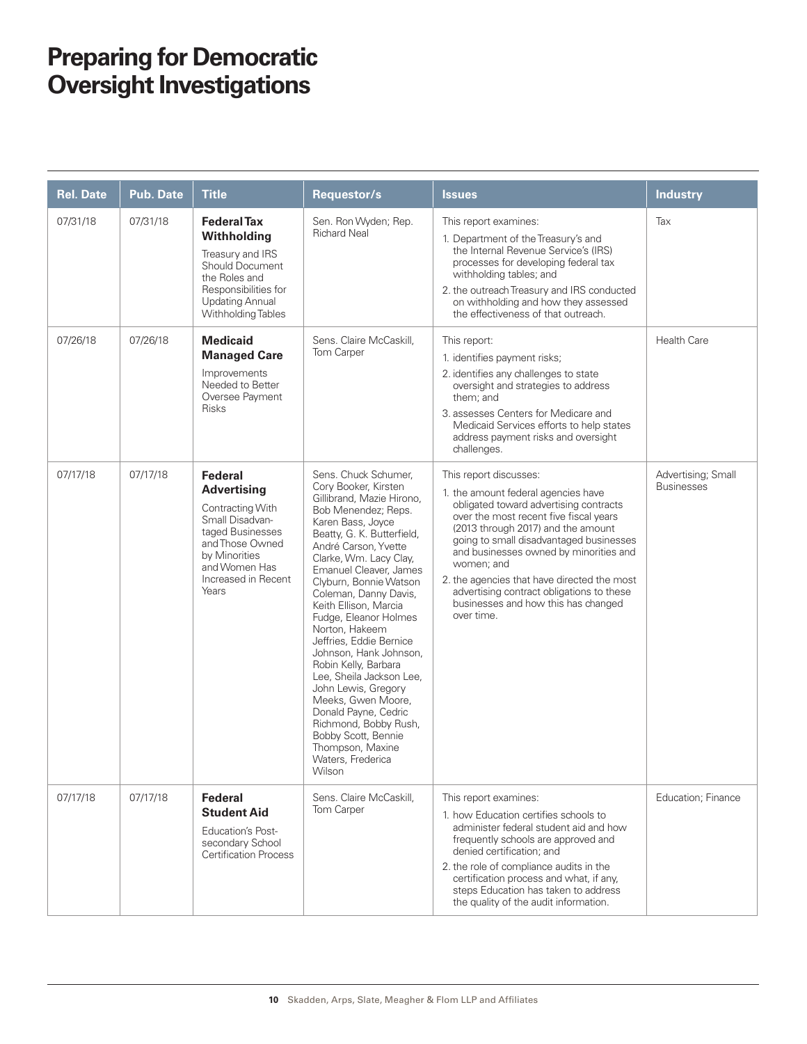# Preparing for Democratic Oversight Investigations

| Rel. Date | Pub. Date | Title | Requestor/s | Issues | Industry |
|---|---|---|---|---|---|
| 07/31/18 | 07/31/18 | **Federal Tax Withholding** Treasury and IRS Should Document the Roles and Responsibilities for Updating Annual Withholding Tables | Sen. Ron Wyden; Rep. Richard Neal | This report examines: 1. Department of the Treasury's and the Internal Revenue Service's (IRS) processes for developing federal tax withholding tables; and 2. the outreach Treasury and IRS conducted on withholding and how they assessed the effectiveness of that outreach. | Tax |
| 07/26/18 | 07/26/18 | **Medicaid Managed Care** Improvements Needed to Better Oversee Payment Risks | Sens. Claire McCaskill, Tom Carper | This report: 1. identifies payment risks; 2. identifies any challenges to state oversight and strategies to address them; and 3. assesses Centers for Medicare and Medicaid Services efforts to help states address payment risks and oversight challenges. | Health Care |
| 07/17/18 | 07/17/18 | **Federal Advertising** Contracting With Small Disadvantaged Businesses and Those Owned by Minorities and Women Has Increased in Recent Years | Sens. Chuck Schumer, Cory Booker, Kirsten Gillibrand, Mazie Hirono, Bob Menendez; Reps. Karen Bass, Joyce Beatty, G. K. Butterfield, André Carson, Yvette Clarke, Wm. Lacy Clay, Emanuel Cleaver, James Clyburn, Bonnie Watson Coleman, Danny Davis, Keith Ellison, Marcia Fudge, Eleanor Holmes Norton, Hakeem Jeffries, Eddie Bernice Johnson, Hank Johnson, Robin Kelly, Barbara Lee, Sheila Jackson Lee, John Lewis, Gregory Meeks, Gwen Moore, Donald Payne, Cedric Richmond, Bobby Rush, Bobby Scott, Bennie Thompson, Maxine Waters, Frederica Wilson | This report discusses: 1. the amount federal agencies have obligated toward advertising contracts over the most recent five fiscal years (2013 through 2017) and the amount going to small disadvantaged businesses and businesses owned by minorities and women; and 2. the agencies that have directed the most advertising contract obligations to these businesses and how this has changed over time. | Advertising; Small Businesses |
| 07/17/18 | 07/17/18 | **Federal Student Aid** Education's Post-secondary School Certification Process | Sens. Claire McCaskill, Tom Carper | This report examines: 1. how Education certifies schools to administer federal student aid and how frequently schools are approved and denied certification; and 2. the role of compliance audits in the certification process and what, if any, steps Education has taken to address the quality of the audit information. | Education; Finance |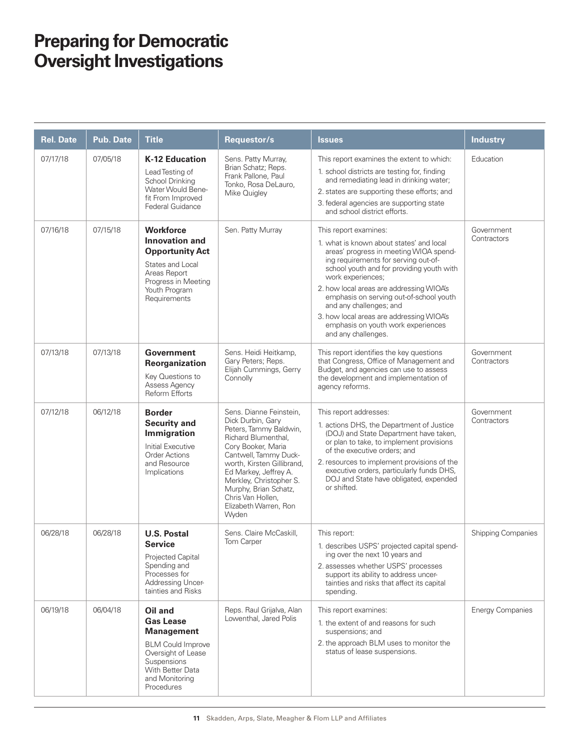# Preparing for Democratic Oversight Investigations

| Rel. Date | Pub. Date | Title | Requestor/s | Issues | Industry |
|---|---|---|---|---|---|
| 07/17/18 | 07/05/18 | **K-12 Education** Lead Testing of School Drinking Water Would Benefit From Improved Federal Guidance | Sens. Patty Murray, Brian Schatz; Reps. Frank Pallone, Paul Tonko, Rosa DeLauro, Mike Quigley | This report examines the extent to which: 1. school districts are testing for, finding and remediating lead in drinking water; 2. states are supporting these efforts; and 3. federal agencies are supporting state and school district efforts. | Education |
| 07/16/18 | 07/15/18 | **Workforce Innovation and Opportunity Act** States and Local Areas Report Progress in Meeting Youth Program Requirements | Sen. Patty Murray | This report examines: 1. what is known about states' and local areas' progress in meeting WIOA spending requirements for serving out-of-school youth and for providing youth with work experiences; 2. how local areas are addressing WIOA's emphasis on serving out-of-school youth and any challenges; and 3. how local areas are addressing WIOA's emphasis on youth work experiences and any challenges. | Government Contractors |
| 07/13/18 | 07/13/18 | **Government Reorganization** Key Questions to Assess Agency Reform Efforts | Sens. Heidi Heitkamp, Gary Peters; Reps. Elijah Cummings, Gerry Connolly | This report identifies the key questions that Congress, Office of Management and Budget, and agencies can use to assess the development and implementation of agency reforms. | Government Contractors |
| 07/12/18 | 06/12/18 | **Border Security and Immigration** Initial Executive Order Actions and Resource Implications | Sens. Dianne Feinstein, Dick Durbin, Gary Peters, Tammy Baldwin, Richard Blumenthal, Cory Booker, Maria Cantwell, Tammy Duckworth, Kirsten Gillibrand, Ed Markey, Jeffrey A. Merkley, Christopher S. Murphy, Brian Schatz, Chris Van Hollen, Elizabeth Warren, Ron Wyden | This report addresses: 1. actions DHS, the Department of Justice (DOJ) and State Department have taken, or plan to take, to implement provisions of the executive orders; and 2. resources to implement provisions of the executive orders, particularly funds DHS, DOJ and State have obligated, expended or shifted. | Government Contractors |
| 06/28/18 | 06/28/18 | **U.S. Postal Service** Projected Capital Spending and Processes for Addressing Uncertainties and Risks | Sens. Claire McCaskill, Tom Carper | This report: 1. describes USPS' projected capital spending over the next 10 years and 2. assesses whether USPS' processes support its ability to address uncertainties and risks that affect its capital spending. | Shipping Companies |
| 06/19/18 | 06/04/18 | **Oil and Gas Lease Management** BLM Could Improve Oversight of Lease Suspensions With Better Data and Monitoring Procedures | Reps. Raul Grijalva, Alan Lowenthal, Jared Polis | This report examines: 1. the extent of and reasons for such suspensions; and 2. the approach BLM uses to monitor the status of lease suspensions. | Energy Companies |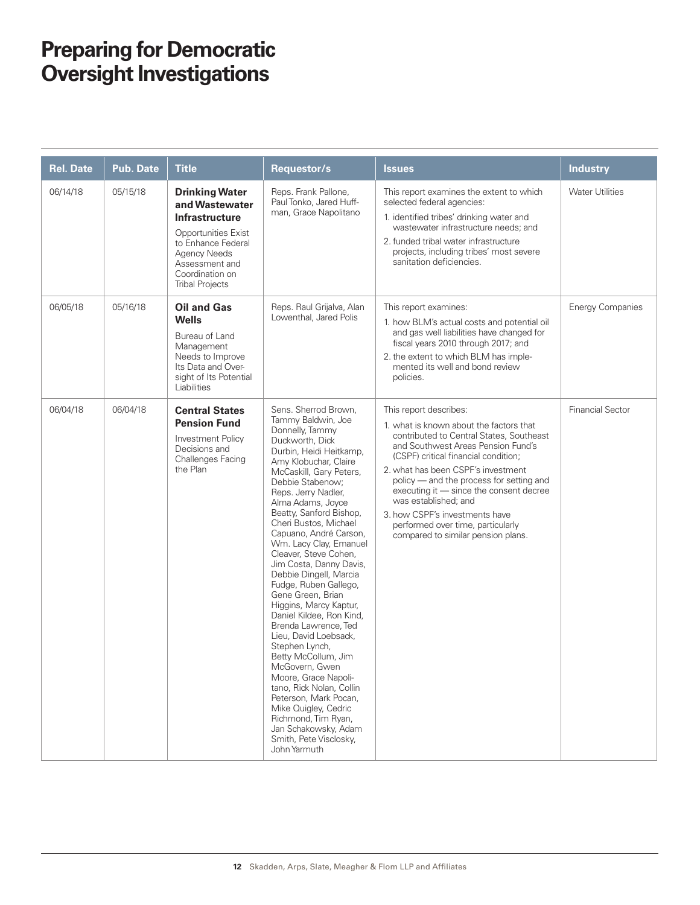# Preparing for Democratic Oversight Investigations

| Rel. Date | Pub. Date | Title | Requestor/s | Issues | Industry |
| --- | --- | --- | --- | --- | --- |
| 06/14/18 | 05/15/18 | **Drinking Water and Wastewater Infrastructure** Opportunities Exist to Enhance Federal Agency Needs Assessment and Coordination on Tribal Projects | Reps. Frank Pallone, Paul Tonko, Jared Huffman, Grace Napolitano | This report examines the extent to which selected federal agencies: 1. identified tribes' drinking water and wastewater infrastructure needs; and 2. funded tribal water infrastructure projects, including tribes' most severe sanitation deficiencies. | Water Utilities |
| 06/05/18 | 05/16/18 | **Oil and Gas Wells** Bureau of Land Management Needs to Improve Its Data and Oversight of Its Potential Liabilities | Reps. Raul Grijalva, Alan Lowenthal, Jared Polis | This report examines: 1. how BLM's actual costs and potential oil and gas well liabilities have changed for fiscal years 2010 through 2017; and 2. the extent to which BLM has implemented its well and bond review policies. | Energy Companies |
| 06/04/18 | 06/04/18 | **Central States Pension Fund** Investment Policy Decisions and Challenges Facing the Plan | Sens. Sherrod Brown, Tammy Baldwin, Joe Donnelly, Tammy Duckworth, Dick Durbin, Heidi Heitkamp, Amy Klobuchar, Claire McCaskill, Gary Peters, Debbie Stabenow; Reps. Jerry Nadler, Alma Adams, Joyce Beatty, Sanford Bishop, Cheri Bustos, Michael Capuano, André Carson, Wm. Lacy Clay, Emanuel Cleaver, Steve Cohen, Jim Costa, Danny Davis, Debbie Dingell, Marcia Fudge, Ruben Gallego, Gene Green, Brian Higgins, Marcy Kaptur, Daniel Kildee, Ron Kind, Brenda Lawrence, Ted Lieu, David Loebsack, Stephen Lynch, Betty McCollum, Jim McGovern, Gwen Moore, Grace Napolitano, Rick Nolan, Collin Peterson, Mark Pocan, Mike Quigley, Cedric Richmond, Tim Ryan, Jan Schakowsky, Adam Smith, Pete Visclosky, John Yarmuth | This report describes: 1. what is known about the factors that contributed to Central States, Southeast and Southwest Areas Pension Fund's (CSPF) critical financial condition; 2. what has been CSPF's investment policy — and the process for setting and executing it — since the consent decree was established; and 3. how CSPF's investments have performed over time, particularly compared to similar pension plans. | Financial Sector |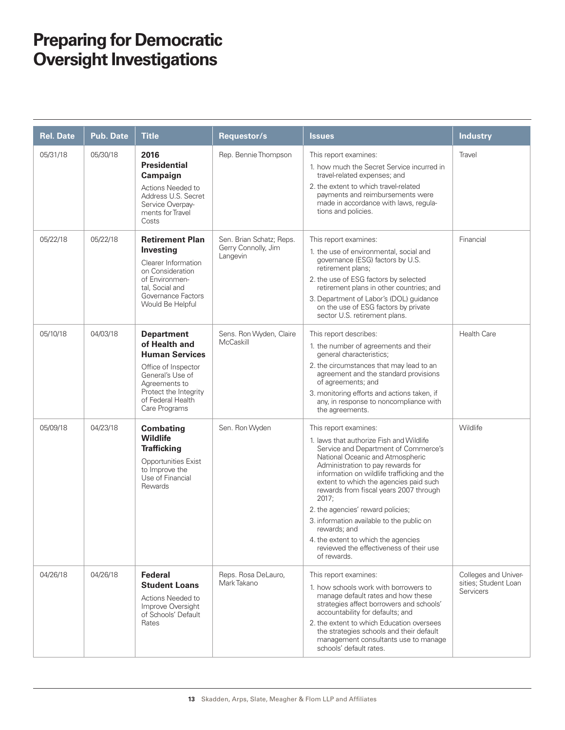# Preparing for Democratic Oversight Investigations

| Rel. Date | Pub. Date | Title | Requestor/s | Issues | Industry |
|---|---|---|---|---|---|
| 05/31/18 | 05/30/18 | **2016 Presidential Campaign** Actions Needed to Address U.S. Secret Service Overpayments for Travel Costs | Rep. Bennie Thompson | This report examines: 1. how much the Secret Service incurred in travel-related expenses; and 2. the extent to which travel-related payments and reimbursements were made in accordance with laws, regulations and policies. | Travel |
| 05/22/18 | 05/22/18 | **Retirement Plan Investing** Clearer Information on Consideration of Environmental, Social and Governance Factors Would Be Helpful | Sen. Brian Schatz; Reps. Gerry Connolly, Jim Langevin | This report examines: 1. the use of environmental, social and governance (ESG) factors by U.S. retirement plans; 2. the use of ESG factors by selected retirement plans in other countries; and 3. Department of Labor's (DOL) guidance on the use of ESG factors by private sector U.S. retirement plans. | Financial |
| 05/10/18 | 04/03/18 | **Department of Health and Human Services** Office of Inspector General's Use of Agreements to Protect the Integrity of Federal Health Care Programs | Sens. Ron Wyden, Claire McCaskill | This report describes: 1. the number of agreements and their general characteristics; 2. the circumstances that may lead to an agreement and the standard provisions of agreements; and 3. monitoring efforts and actions taken, if any, in response to noncompliance with the agreements. | Health Care |
| 05/09/18 | 04/23/18 | **Combating Wildlife Trafficking** Opportunities Exist to Improve the Use of Financial Rewards | Sen. Ron Wyden | This report examines: 1. laws that authorize Fish and Wildlife Service and Department of Commerce's National Oceanic and Atmospheric Administration to pay rewards for information on wildlife trafficking and the extent to which the agencies paid such rewards from fiscal years 2007 through 2017; 2. the agencies' reward policies; 3. information available to the public on rewards; and 4. the extent to which the agencies reviewed the effectiveness of their use of rewards. | Wildlife |
| 04/26/18 | 04/26/18 | **Federal Student Loans** Actions Needed to Improve Oversight of Schools' Default Rates | Reps. Rosa DeLauro, Mark Takano | This report examines: 1. how schools work with borrowers to manage default rates and how these strategies affect borrowers and schools' accountability for defaults; and 2. the extent to which Education oversees the strategies schools and their default management consultants use to manage schools' default rates. | Colleges and Universities; Student Loan Servicers |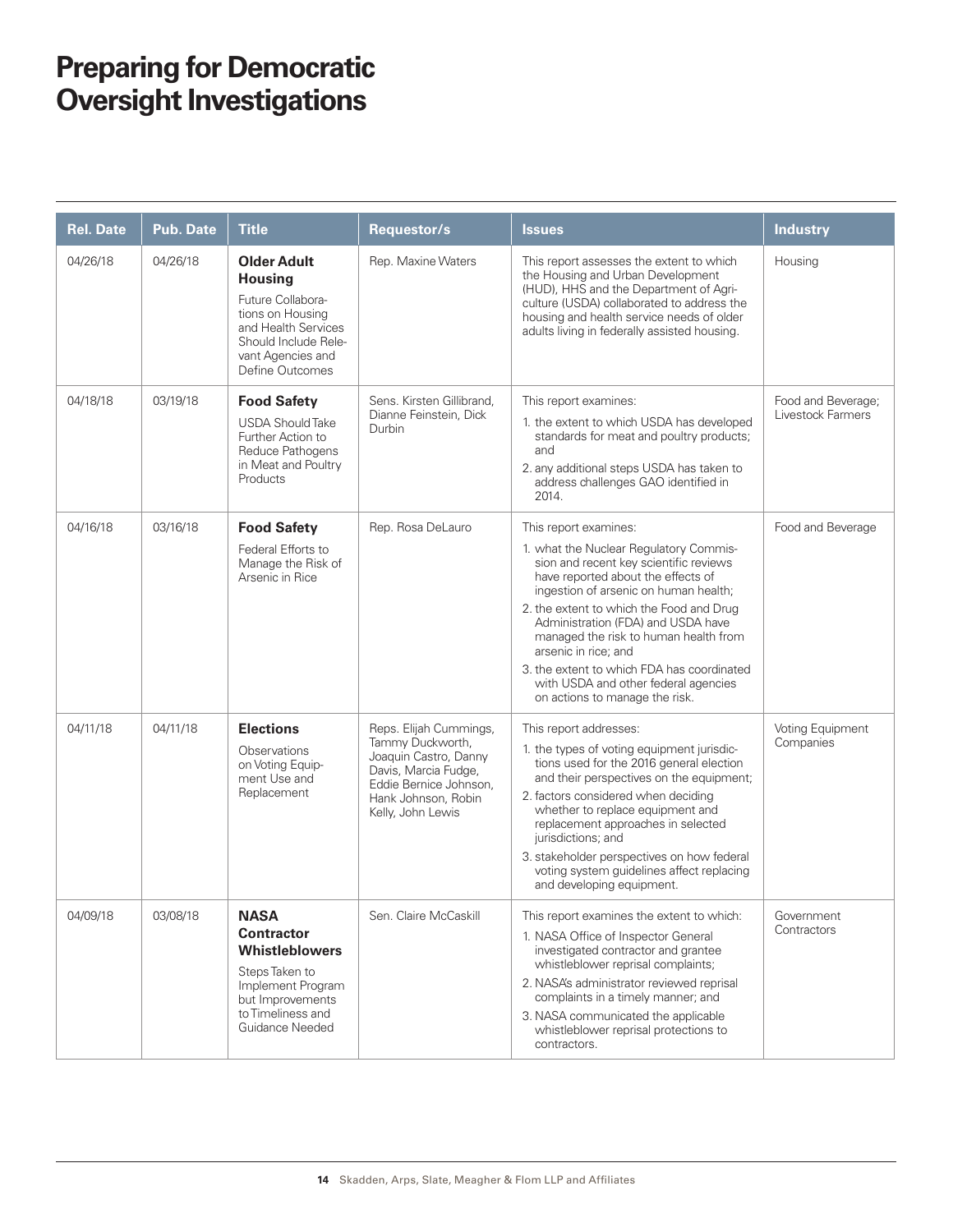# Preparing for Democratic Oversight Investigations

| Rel. Date | Pub. Date | Title | Requestor/s | Issues | Industry |
|---|---|---|---|---|---|
| 04/26/18 | 04/26/18 | **Older Adult Housing** Future Collaborations on Housing and Health Services Should Include Relevant Agencies and Define Outcomes | Rep. Maxine Waters | This report assesses the extent to which the Housing and Urban Development (HUD), HHS and the Department of Agriculture (USDA) collaborated to address the housing and health service needs of older adults living in federally assisted housing. | Housing |
| 04/18/18 | 03/19/18 | **Food Safety** USDA Should Take Further Action to Reduce Pathogens in Meat and Poultry Products | Sens. Kirsten Gillibrand, Dianne Feinstein, Dick Durbin | This report examines: 1. the extent to which USDA has developed standards for meat and poultry products; and 2. any additional steps USDA has taken to address challenges GAO identified in 2014. | Food and Beverage; Livestock Farmers |
| 04/16/18 | 03/16/18 | **Food Safety** Federal Efforts to Manage the Risk of Arsenic in Rice | Rep. Rosa DeLauro | This report examines: 1. what the Nuclear Regulatory Commission and recent key scientific reviews have reported about the effects of ingestion of arsenic on human health; 2. the extent to which the Food and Drug Administration (FDA) and USDA have managed the risk to human health from arsenic in rice; and 3. the extent to which FDA has coordinated with USDA and other federal agencies on actions to manage the risk. | Food and Beverage |
| 04/11/18 | 04/11/18 | **Elections** Observations on Voting Equipment Use and Replacement | Reps. Elijah Cummings, Tammy Duckworth, Joaquin Castro, Danny Davis, Marcia Fudge, Eddie Bernice Johnson, Hank Johnson, Robin Kelly, John Lewis | This report addresses: 1. the types of voting equipment jurisdictions used for the 2016 general election and their perspectives on the equipment; 2. factors considered when deciding whether to replace equipment and replacement approaches in selected jurisdictions; and 3. stakeholder perspectives on how federal voting system guidelines affect replacing and developing equipment. | Voting Equipment Companies |
| 04/09/18 | 03/08/18 | **NASA Contractor Whistleblowers** Steps Taken to Implement Program but Improvements to Timeliness and Guidance Needed | Sen. Claire McCaskill | This report examines the extent to which: 1. NASA Office of Inspector General investigated contractor and grantee whistleblower reprisal complaints; 2. NASA's administrator reviewed reprisal complaints in a timely manner; and 3. NASA communicated the applicable whistleblower reprisal protections to contractors. | Government Contractors |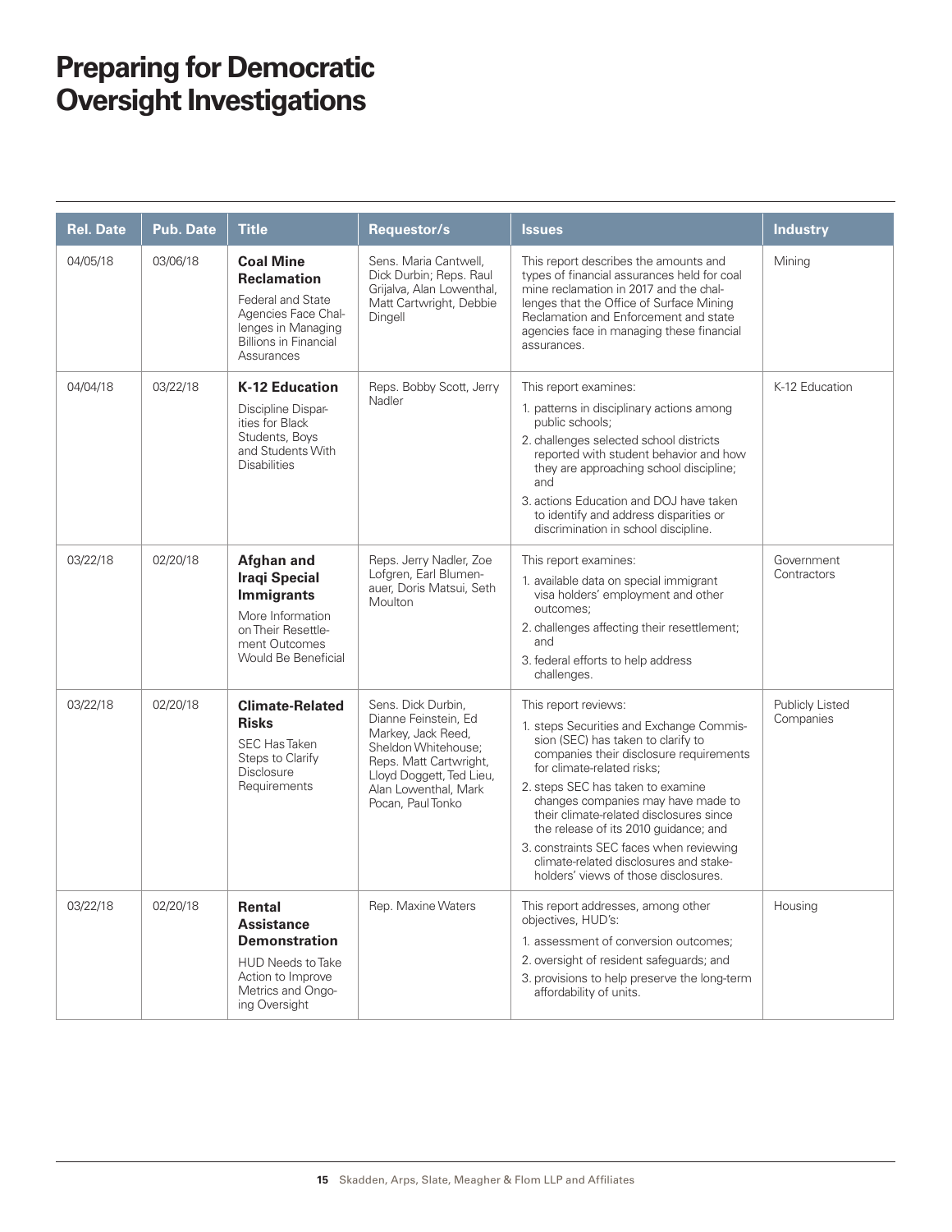# Preparing for Democratic Oversight Investigations

| Rel. Date | Pub. Date | Title | Requestor/s | Issues | Industry |
|---|---|---|---|---|---|
| 04/05/18 | 03/06/18 | **Coal Mine Reclamation** Federal and State Agencies Face Challenges in Managing Billions in Financial Assurances | Sens. Maria Cantwell, Dick Durbin; Reps. Raul Grijalva, Alan Lowenthal, Matt Cartwright, Debbie Dingell | This report describes the amounts and types of financial assurances held for coal mine reclamation in 2017 and the challenges that the Office of Surface Mining Reclamation and Enforcement and state agencies face in managing these financial assurances. | Mining |
| 04/04/18 | 03/22/18 | **K-12 Education** Discipline Disparities for Black Students, Boys and Students With Disabilities | Reps. Bobby Scott, Jerry Nadler | This report examines: 1. patterns in disciplinary actions among public schools; 2. challenges selected school districts reported with student behavior and how they are approaching school discipline; and 3. actions Education and DOJ have taken to identify and address disparities or discrimination in school discipline. | K-12 Education |
| 03/22/18 | 02/20/18 | **Afghan and Iraqi Special Immigrants** More Information on Their Resettlement Outcomes Would Be Beneficial | Reps. Jerry Nadler, Zoe Lofgren, Earl Blumenauer, Doris Matsui, Seth Moulton | This report examines: 1. available data on special immigrant visa holders' employment and other outcomes; 2. challenges affecting their resettlement; and 3. federal efforts to help address challenges. | Government Contractors |
| 03/22/18 | 02/20/18 | **Climate-Related Risks** SEC Has Taken Steps to Clarify Disclosure Requirements | Sens. Dick Durbin, Dianne Feinstein, Ed Markey, Jack Reed, Sheldon Whitehouse; Reps. Matt Cartwright, Lloyd Doggett, Ted Lieu, Alan Lowenthal, Mark Pocan, Paul Tonko | This report reviews: 1. steps Securities and Exchange Commission (SEC) has taken to clarify to companies their disclosure requirements for climate-related risks; 2. steps SEC has taken to examine changes companies may have made to their climate-related disclosures since the release of its 2010 guidance; and 3. constraints SEC faces when reviewing climate-related disclosures and stakeholders' views of those disclosures. | Publicly Listed Companies |
| 03/22/18 | 02/20/18 | **Rental Assistance Demonstration** HUD Needs to Take Action to Improve Metrics and Ongoing Oversight | Rep. Maxine Waters | This report addresses, among other objectives, HUD's: 1. assessment of conversion outcomes; 2. oversight of resident safeguards; and 3. provisions to help preserve the long-term affordability of units. | Housing |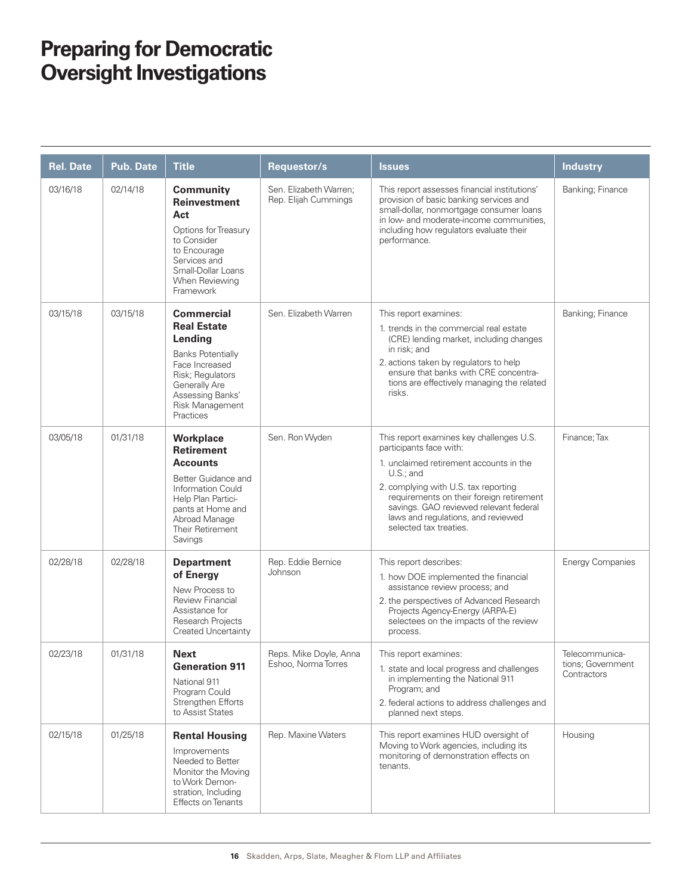# Preparing for Democratic Oversight Investigations

| Rel. Date | Pub. Date | Title | Requestor/s | Issues | Industry |
|---|---|---|---|---|---|
| 03/16/18 | 02/14/18 | **Community Reinvestment Act** Options for Treasury to Consider to Encourage Services and Small-Dollar Loans When Reviewing Framework | Sen. Elizabeth Warren; Rep. Elijah Cummings | This report assesses financial institutions' provision of basic banking services and small-dollar, nonmortgage consumer loans in low- and moderate-income communities, including how regulators evaluate their performance. | Banking; Finance |
| 03/15/18 | 03/15/18 | **Commercial Real Estate Lending** Banks Potentially Face Increased Risk; Regulators Generally Are Assessing Banks' Risk Management Practices | Sen. Elizabeth Warren | This report examines: 1. trends in the commercial real estate (CRE) lending market, including changes in risk; and 2. actions taken by regulators to help ensure that banks with CRE concentrations are effectively managing the related risks. | Banking; Finance |
| 03/05/18 | 01/31/18 | **Workplace Retirement Accounts** Better Guidance and Information Could Help Plan Participants at Home and Abroad Manage Their Retirement Savings | Sen. Ron Wyden | This report examines key challenges U.S. participants face with: 1. unclaimed retirement accounts in the U.S.; and 2. complying with U.S. tax reporting requirements on their foreign retirement savings. GAO reviewed relevant federal laws and regulations, and reviewed selected tax treaties. | Finance; Tax |
| 02/28/18 | 02/28/18 | **Department of Energy** New Process to Review Financial Assistance for Research Projects Created Uncertainty | Rep. Eddie Bernice Johnson | This report describes: 1. how DOE implemented the financial assistance review process; and 2. the perspectives of Advanced Research Projects Agency-Energy (ARPA-E) selectees on the impacts of the review process. | Energy Companies |
| 02/23/18 | 01/31/18 | **Next Generation 911** National 911 Program Could Strengthen Efforts to Assist States | Reps. Mike Doyle, Anna Eshoo, Norma Torres | This report examines: 1. state and local progress and challenges in implementing the National 911 Program; and 2. federal actions to address challenges and planned next steps. | Telecommunications; Government Contractors |
| 02/15/18 | 01/25/18 | **Rental Housing** Improvements Needed to Better Monitor the Moving to Work Demonstration, Including Effects on Tenants | Rep. Maxine Waters | This report examines HUD oversight of Moving to Work agencies, including its monitoring of demonstration effects on tenants. | Housing |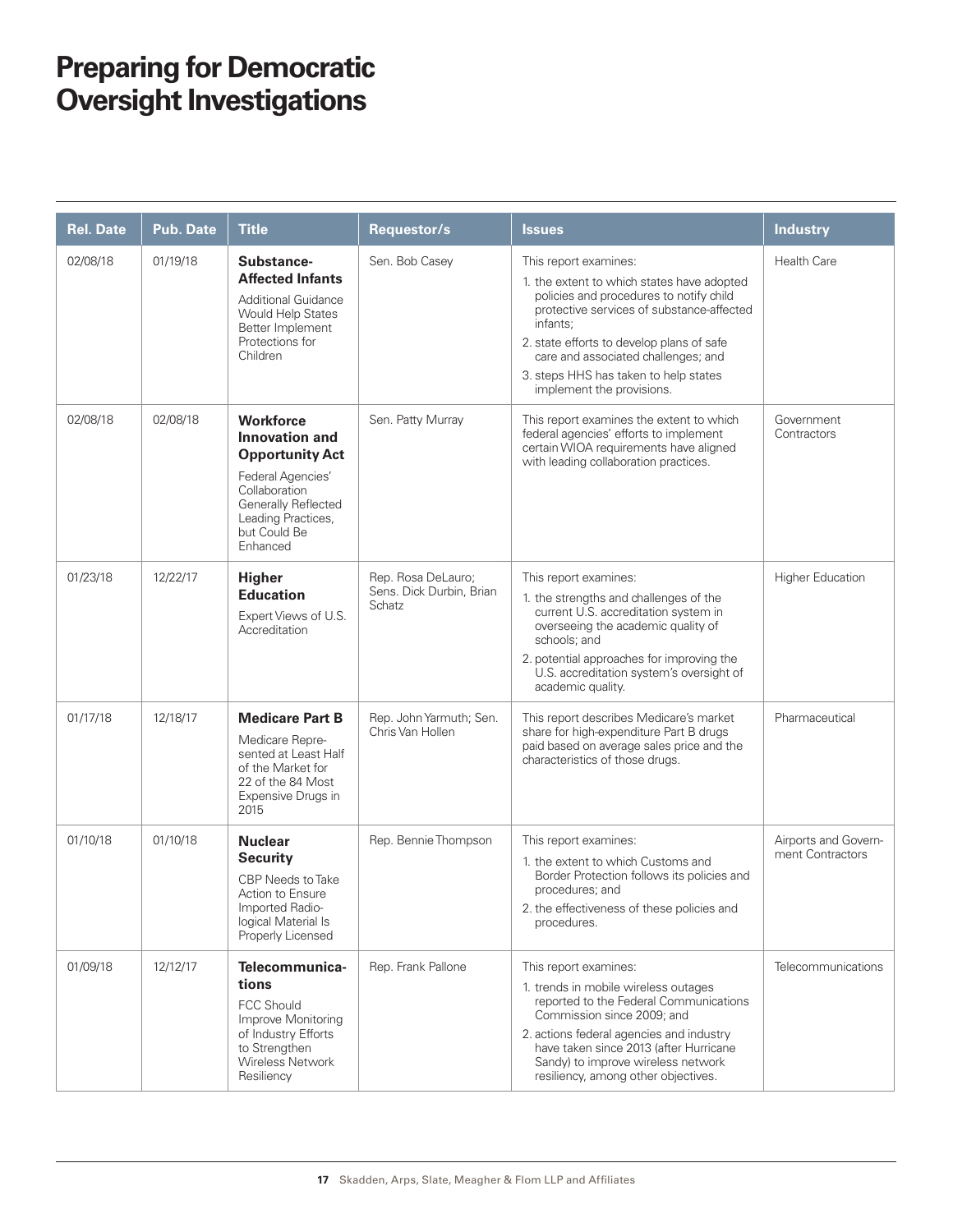# Preparing for Democratic Oversight Investigations

| Rel. Date | Pub. Date | Title | Requestor/s | Issues | Industry |
|---|---|---|---|---|---|
| 02/08/18 | 01/19/18 | **Substance-Affected Infants** Additional Guidance Would Help States Better Implement Protections for Children | Sen. Bob Casey | This report examines: 1. the extent to which states have adopted policies and procedures to notify child protective services of substance-affected infants; 2. state efforts to develop plans of safe care and associated challenges; and 3. steps HHS has taken to help states implement the provisions. | Health Care |
| 02/08/18 | 02/08/18 | **Workforce Innovation and Opportunity Act** Federal Agencies' Collaboration Generally Reflected Leading Practices, but Could Be Enhanced | Sen. Patty Murray | This report examines the extent to which federal agencies' efforts to implement certain WIOA requirements have aligned with leading collaboration practices. | Government Contractors |
| 01/23/18 | 12/22/17 | **Higher Education** Expert Views of U.S. Accreditation | Rep. Rosa DeLauro; Sens. Dick Durbin, Brian Schatz | This report examines: 1. the strengths and challenges of the current U.S. accreditation system in overseeing the academic quality of schools; and 2. potential approaches for improving the U.S. accreditation system's oversight of academic quality. | Higher Education |
| 01/17/18 | 12/18/17 | **Medicare Part B** Medicare Represented at Least Half of the Market for 22 of the 84 Most Expensive Drugs in 2015 | Rep. John Yarmuth; Sen. Chris Van Hollen | This report describes Medicare's market share for high-expenditure Part B drugs paid based on average sales price and the characteristics of those drugs. | Pharmaceutical |
| 01/10/18 | 01/10/18 | **Nuclear Security** CBP Needs to Take Action to Ensure Imported Radiological Material Is Properly Licensed | Rep. Bennie Thompson | This report examines: 1. the extent to which Customs and Border Protection follows its policies and procedures; and 2. the effectiveness of these policies and procedures. | Airports and Government Contractors |
| 01/09/18 | 12/12/17 | **Telecommunications** FCC Should Improve Monitoring of Industry Efforts to Strengthen Wireless Network Resiliency | Rep. Frank Pallone | This report examines: 1. trends in mobile wireless outages reported to the Federal Communications Commission since 2009; and 2. actions federal agencies and industry have taken since 2013 (after Hurricane Sandy) to improve wireless network resiliency, among other objectives. | Telecommunications |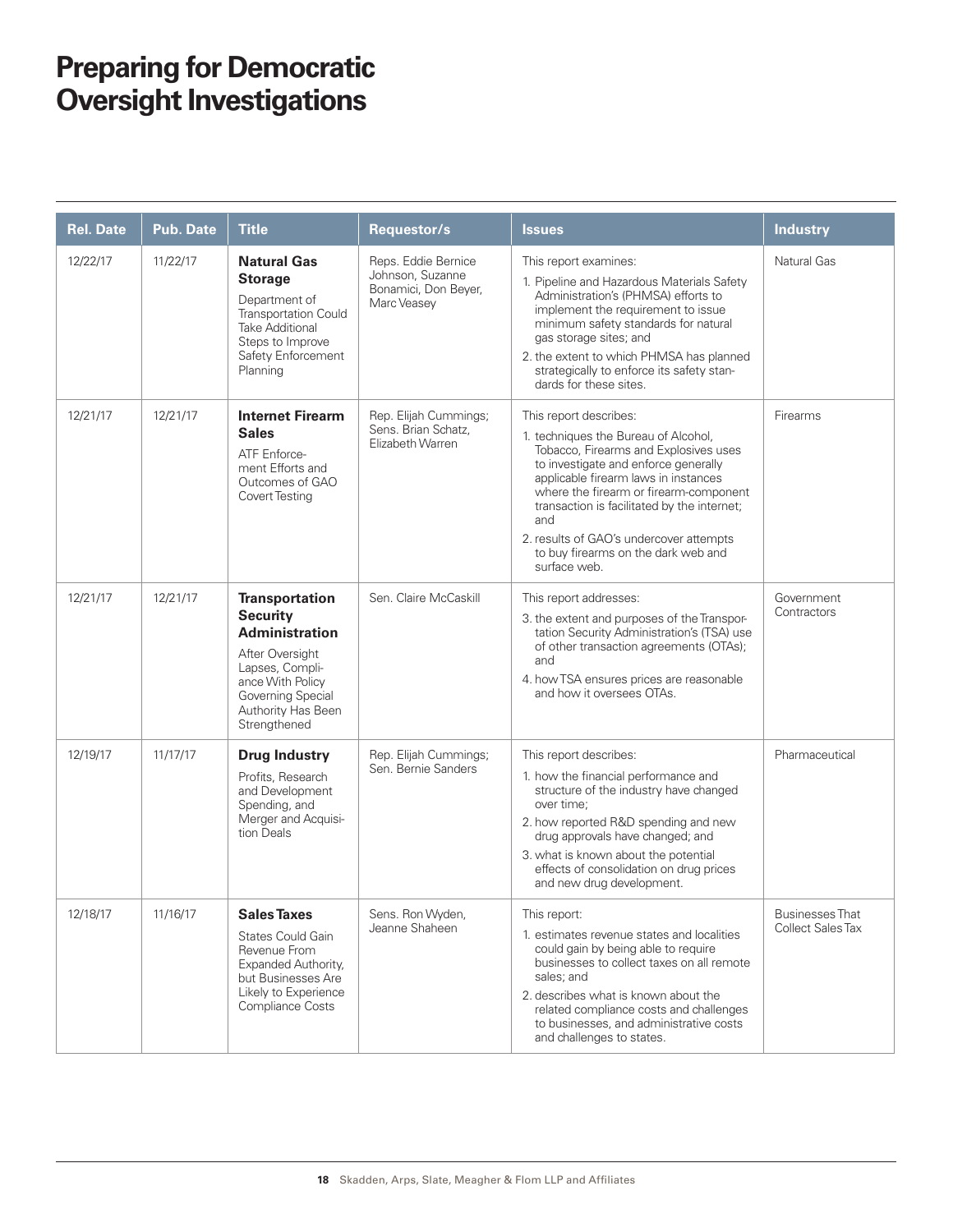# Preparing for Democratic Oversight Investigations

| Rel. Date | Pub. Date | Title | Requestor/s | Issues | Industry |
|---|---|---|---|---|---|
| 12/22/17 | 11/22/17 | **Natural Gas Storage** Department of Transportation Could Take Additional Steps to Improve Safety Enforcement Planning | Reps. Eddie Bernice Johnson, Suzanne Bonamici, Don Beyer, Marc Veasey | This report examines: 1. Pipeline and Hazardous Materials Safety Administration's (PHMSA) efforts to implement the requirement to issue minimum safety standards for natural gas storage sites; and 2. the extent to which PHMSA has planned strategically to enforce its safety standards for these sites. | Natural Gas |
| 12/21/17 | 12/21/17 | **Internet Firearm Sales** ATF Enforcement Efforts and Outcomes of GAO Covert Testing | Rep. Elijah Cummings; Sens. Brian Schatz, Elizabeth Warren | This report describes: 1. techniques the Bureau of Alcohol, Tobacco, Firearms and Explosives uses to investigate and enforce generally applicable firearm laws in instances where the firearm or firearm-component transaction is facilitated by the internet; and 2. results of GAO's undercover attempts to buy firearms on the dark web and surface web. | Firearms |
| 12/21/17 | 12/21/17 | **Transportation Security Administration** After Oversight Lapses, Compliance With Policy Governing Special Authority Has Been Strengthened | Sen. Claire McCaskill | This report addresses: 3. the extent and purposes of the Transportation Security Administration's (TSA) use of other transaction agreements (OTAs); and 4. how TSA ensures prices are reasonable and how it oversees OTAs. | Government Contractors |
| 12/19/17 | 11/17/17 | **Drug Industry** Profits, Research and Development Spending, and Merger and Acquisition Deals | Rep. Elijah Cummings; Sen. Bernie Sanders | This report describes: 1. how the financial performance and structure of the industry have changed over time; 2. how reported R&D spending and new drug approvals have changed; and 3. what is known about the potential effects of consolidation on drug prices and new drug development. | Pharmaceutical |
| 12/18/17 | 11/16/17 | **Sales Taxes** States Could Gain Revenue From Expanded Authority, but Businesses Are Likely to Experience Compliance Costs | Sens. Ron Wyden, Jeanne Shaheen | This report: 1. estimates revenue states and localities could gain by being able to require businesses to collect taxes on all remote sales; and 2. describes what is known about the related compliance costs and challenges to businesses, and administrative costs and challenges to states. | Businesses That Collect Sales Tax |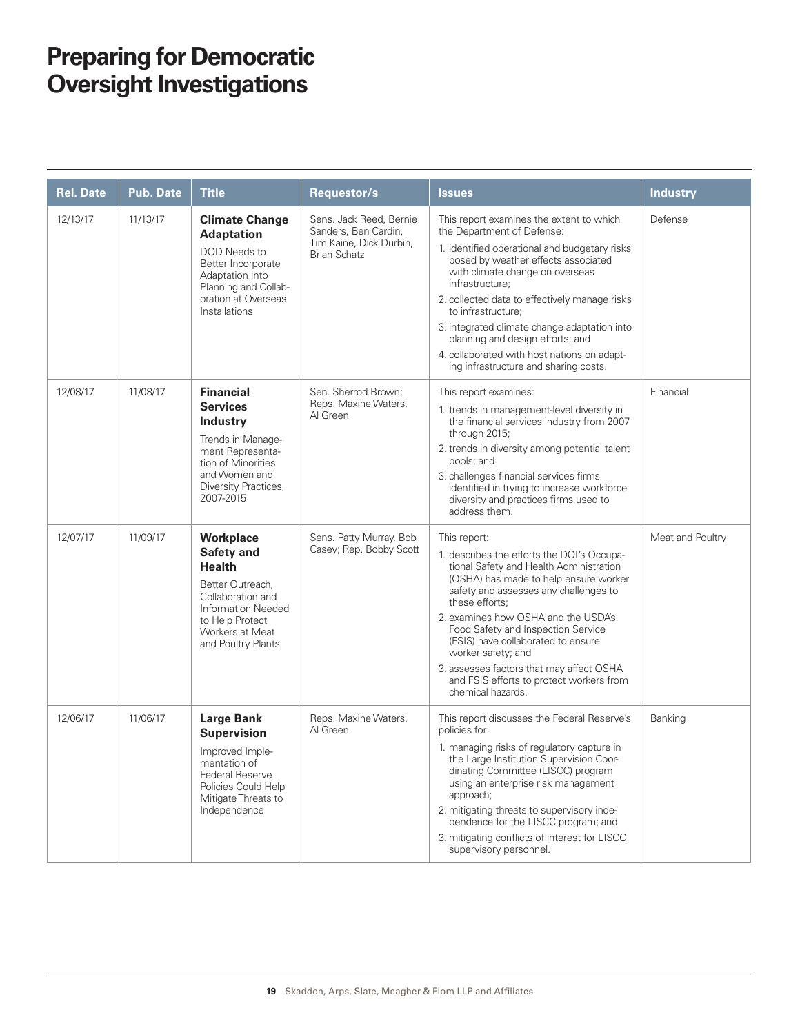# Preparing for Democratic Oversight Investigations

| Rel. Date | Pub. Date | Title | Requestor/s | Issues | Industry |
|---|---|---|---|---|---|
| 12/13/17 | 11/13/17 | **Climate Change Adaptation** DOD Needs to Better Incorporate Adaptation Into Planning and Collaboration at Overseas Installations | Sens. Jack Reed, Bernie Sanders, Ben Cardin, Tim Kaine, Dick Durbin, Brian Schatz | This report examines the extent to which the Department of Defense: 1. identified operational and budgetary risks posed by weather effects associated with climate change on overseas infrastructure; 2. collected data to effectively manage risks to infrastructure; 3. integrated climate change adaptation into planning and design efforts; and 4. collaborated with host nations on adapting infrastructure and sharing costs. | Defense |
| 12/08/17 | 11/08/17 | **Financial Services Industry** Trends in Management Representation of Minorities and Women and Diversity Practices, 2007-2015 | Sen. Sherrod Brown; Reps. Maxine Waters, Al Green | This report examines: 1. trends in management-level diversity in the financial services industry from 2007 through 2015; 2. trends in diversity among potential talent pools; and 3. challenges financial services firms identified in trying to increase workforce diversity and practices firms used to address them. | Financial |
| 12/07/17 | 11/09/17 | **Workplace Safety and Health** Better Outreach, Collaboration and Information Needed to Help Protect Workers at Meat and Poultry Plants | Sens. Patty Murray, Bob Casey; Rep. Bobby Scott | This report: 1. describes the efforts the DOL's Occupational Safety and Health Administration (OSHA) has made to help ensure worker safety and assesses any challenges to these efforts; 2. examines how OSHA and the USDA's Food Safety and Inspection Service (FSIS) have collaborated to ensure worker safety; and 3. assesses factors that may affect OSHA and FSIS efforts to protect workers from chemical hazards. | Meat and Poultry |
| 12/06/17 | 11/06/17 | **Large Bank Supervision** Improved Implementation of Federal Reserve Policies Could Help Mitigate Threats to Independence | Reps. Maxine Waters, Al Green | This report discusses the Federal Reserve's policies for: 1. managing risks of regulatory capture in the Large Institution Supervision Coordinating Committee (LISCC) program using an enterprise risk management approach; 2. mitigating threats to supervisory independence for the LISCC program; and 3. mitigating conflicts of interest for LISCC supervisory personnel. | Banking |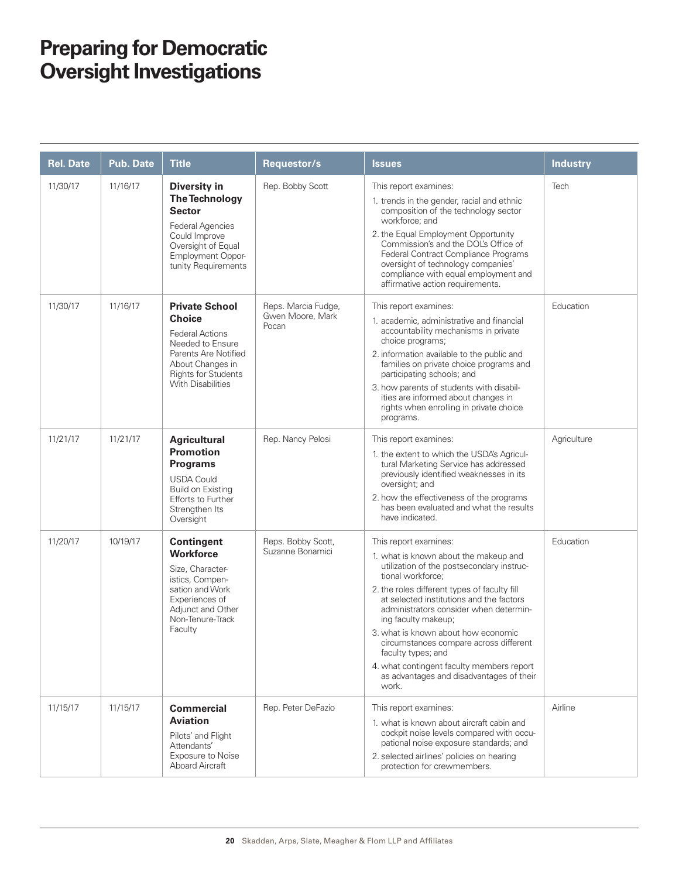# Preparing for Democratic Oversight Investigations

| Rel. Date | Pub. Date | Title | Requestor/s | Issues | Industry |
|---|---|---|---|---|---|
| 11/30/17 | 11/16/17 | **Diversity in The Technology Sector** Federal Agencies Could Improve Oversight of Equal Employment Opportunity Requirements | Rep. Bobby Scott | This report examines: 1. trends in the gender, racial and ethnic composition of the technology sector workforce; and 2. the Equal Employment Opportunity Commission's and the DOL's Office of Federal Contract Compliance Programs oversight of technology companies' compliance with equal employment and affirmative action requirements. | Tech |
| 11/30/17 | 11/16/17 | **Private School Choice** Federal Actions Needed to Ensure Parents Are Notified About Changes in Rights for Students With Disabilities | Reps. Marcia Fudge, Gwen Moore, Mark Pocan | This report examines: 1. academic, administrative and financial accountability mechanisms in private choice programs; 2. information available to the public and families on private choice programs and participating schools; and 3. how parents of students with disabilities are informed about changes in rights when enrolling in private choice programs. | Education |
| 11/21/17 | 11/21/17 | **Agricultural Promotion Programs** USDA Could Build on Existing Efforts to Further Strengthen Its Oversight | Rep. Nancy Pelosi | This report examines: 1. the extent to which the USDA's Agricultural Marketing Service has addressed previously identified weaknesses in its oversight; and 2. how the effectiveness of the programs has been evaluated and what the results have indicated. | Agriculture |
| 11/20/17 | 10/19/17 | **Contingent Workforce** Size, Characteristics, Compensation and Work Experiences of Adjunct and Other Non-Tenure-Track Faculty | Reps. Bobby Scott, Suzanne Bonamici | This report examines: 1. what is known about the makeup and utilization of the postsecondary instructional workforce; 2. the roles different types of faculty fill at selected institutions and the factors administrators consider when determining faculty makeup; 3. what is known about how economic circumstances compare across different faculty types; and 4. what contingent faculty members report as advantages and disadvantages of their work. | Education |
| 11/15/17 | 11/15/17 | **Commercial Aviation** Pilots' and Flight Attendants' Exposure to Noise Aboard Aircraft | Rep. Peter DeFazio | This report examines: 1. what is known about aircraft cabin and cockpit noise levels compared with occupational noise exposure standards; and 2. selected airlines' policies on hearing protection for crewmembers. | Airline |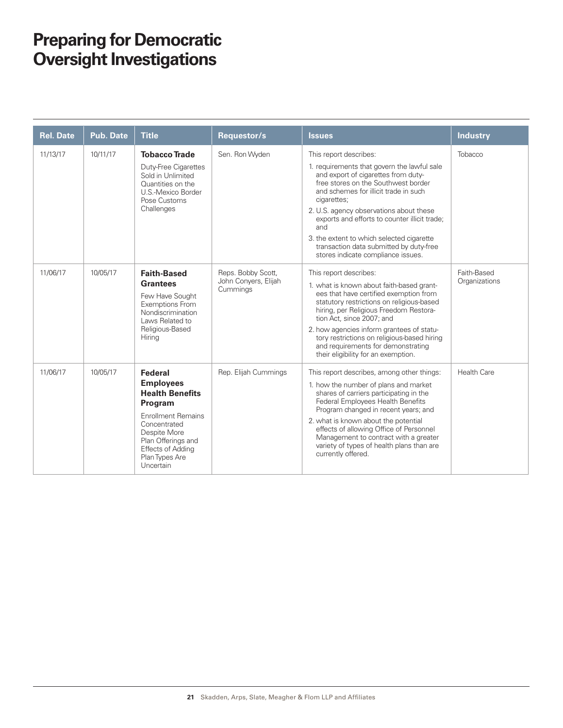# Preparing for Democratic Oversight Investigations

| Rel. Date | Pub. Date | Title | Requestor/s | Issues | Industry |
|---|---|---|---|---|---|
| 11/13/17 | 10/11/17 | **Tobacco Trade**<br>Duty-Free Cigarettes Sold in Unlimited Quantities on the U.S.-Mexico Border Pose Customs Challenges | Sen. Ron Wyden | This report describes:<br>1. requirements that govern the lawful sale and export of cigarettes from duty-free stores on the Southwest border and schemes for illicit trade in such cigarettes;<br>2. U.S. agency observations about these exports and efforts to counter illicit trade; and<br>3. the extent to which selected cigarette transaction data submitted by duty-free stores indicate compliance issues. | Tobacco |
| 11/06/17 | 10/05/17 | **Faith-Based Grantees**<br>Few Have Sought Exemptions From Nondiscrimination Laws Related to Religious-Based Hiring | Reps. Bobby Scott, John Conyers, Elijah Cummings | This report describes:<br>1. what is known about faith-based grantees that have certified exemption from statutory restrictions on religious-based hiring, per Religious Freedom Restoration Act, since 2007; and<br>2. how agencies inform grantees of statutory restrictions on religious-based hiring and requirements for demonstrating their eligibility for an exemption. | Faith-Based Organizations |
| 11/06/17 | 10/05/17 | **Federal Employees Health Benefits Program**<br>Enrollment Remains Concentrated Despite More Plan Offerings and Effects of Adding Plan Types Are Uncertain | Rep. Elijah Cummings | This report describes, among other things:<br>1. how the number of plans and market shares of carriers participating in the Federal Employees Health Benefits Program changed in recent years; and<br>2. what is known about the potential effects of allowing Office of Personnel Management to contract with a greater variety of types of health plans than are currently offered. | Health Care |